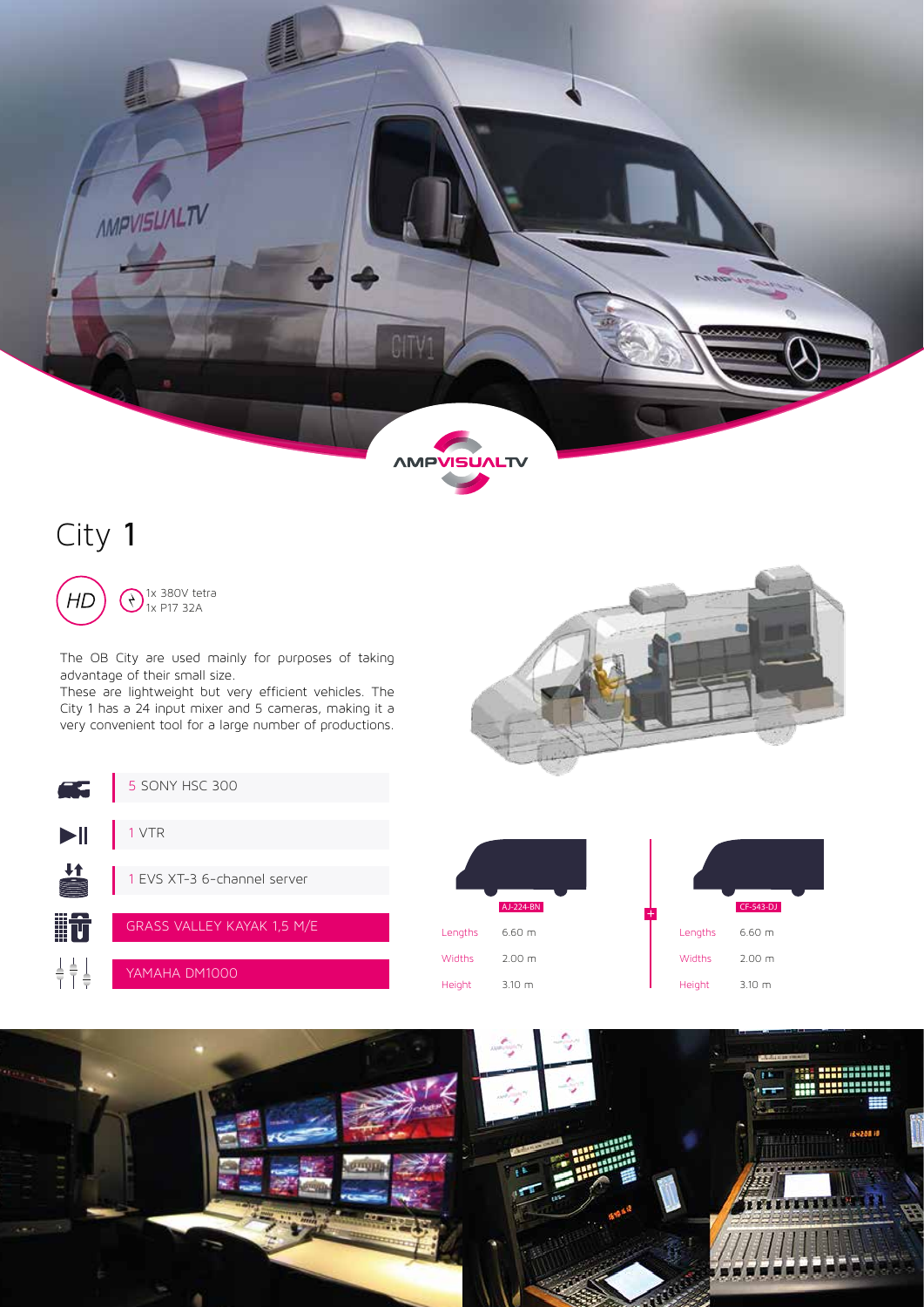# City 1

HD

1x 380V tetra
1x P17 32A

The OB City are used mainly for purposes of taking advantage of their small size.
These are lightweight but very efficient vehicles. The City 1 has a 24 input mixer and 5 cameras, making it a very convenient tool for a large number of productions.

- 5 SONY HSC 300
- 1 VTR
- 1 EVS XT-3 6-channel server
- GRASS VALLEY KAYAK 1,5 M/E
- YAMAHA DM1000

| AJ-224-BN | |
|---|---|
| Lengths | 6.60 m |
| Widths | 2.00 m |
| Height | 3.10 m |

+

| CF-543-DJ | |
|---|---|
| Lengths | 6.60 m |
| Widths | 2.00 m |
| Height | 3.10 m |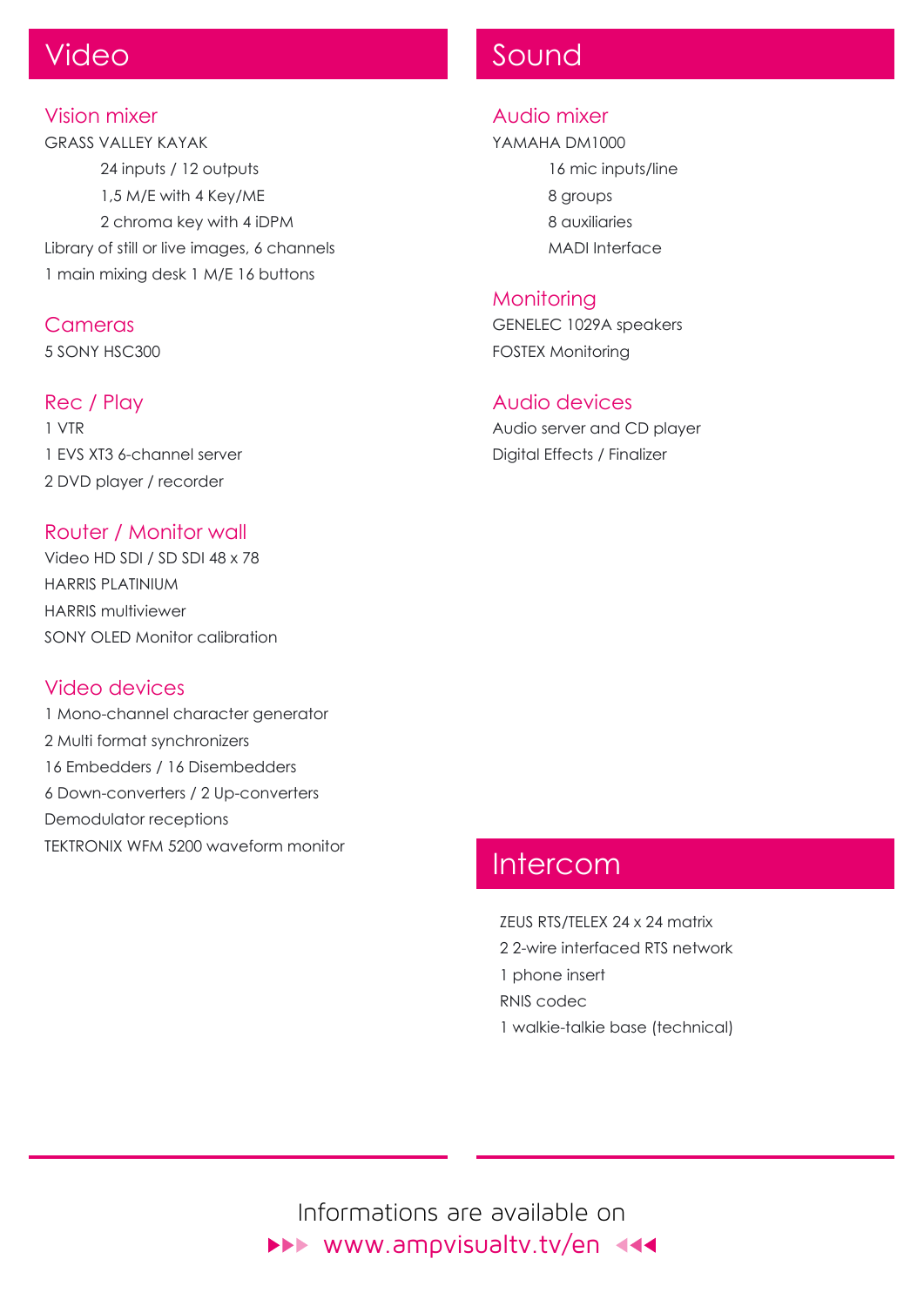# Video

## Vision mixer

GRASS VALLEY KAYAK

- 24 inputs / 12 outputs
- 1,5 M/E with 4 Key/ME
- 2 chroma key with 4 iDPM

Library of still or live images, 6 channels

1 main mixing desk 1 M/E 16 buttons

## Cameras

5 SONY HSC300

## Rec / Play

1 VTR

1 EVS XT3 6-channel server

2 DVD player / recorder

## Router / Monitor wall

Video HD SDI / SD SDI 48 x 78

HARRIS PLATINIUM

HARRIS multiviewer

SONY OLED Monitor calibration

## Video devices

1 Mono-channel character generator

2 Multi format synchronizers

16 Embedders / 16 Disembedders

6 Down-converters / 2 Up-converters

Demodulator receptions

TEKTRONIX WFM 5200 waveform monitor

# Sound

## Audio mixer

YAMAHA DM1000

- 16 mic inputs/line
- 8 groups
- 8 auxiliaries
- MADI Interface

## Monitoring

GENELEC 1029A speakers

FOSTEX Monitoring

## Audio devices

Audio server and CD player

Digital Effects / Finalizer

# Intercom

ZEUS RTS/TELEX 24 x 24 matrix

2 2-wire interfaced RTS network

1 phone insert

RNIS codec

1 walkie-talkie base (technical)

Informations are available on

▸▸▸ www.ampvisualtv.tv/en ◂◂◂